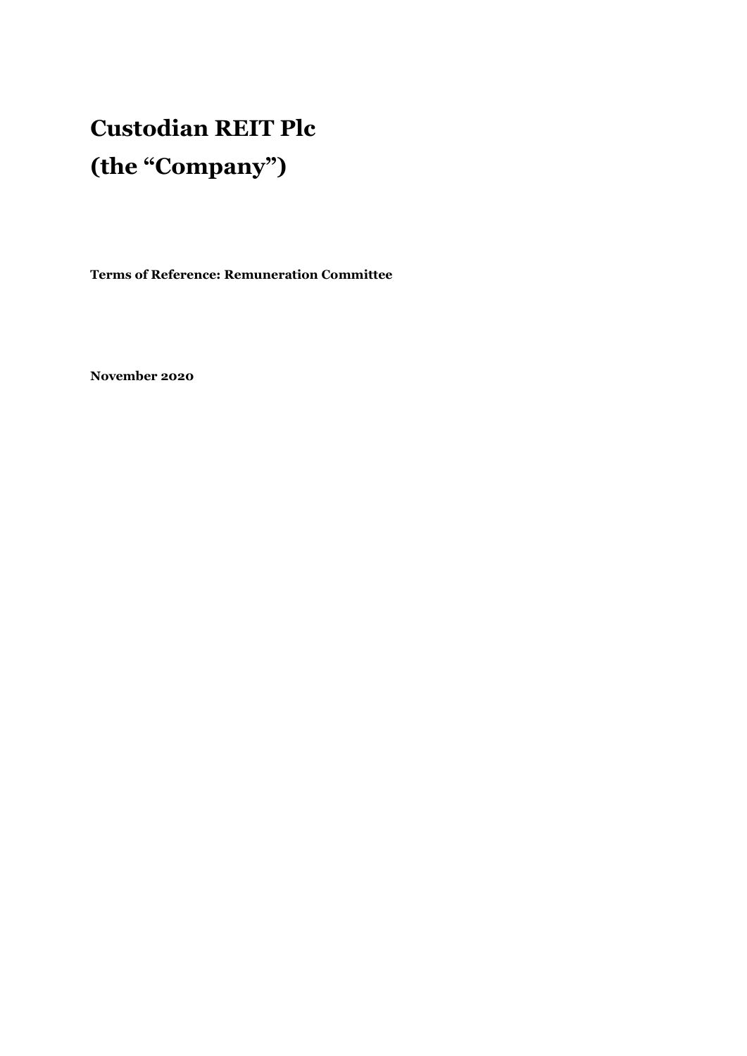# Custodian REIT Plc
# (the "Company")

**Terms of Reference: Remuneration Committee**

**November 2020**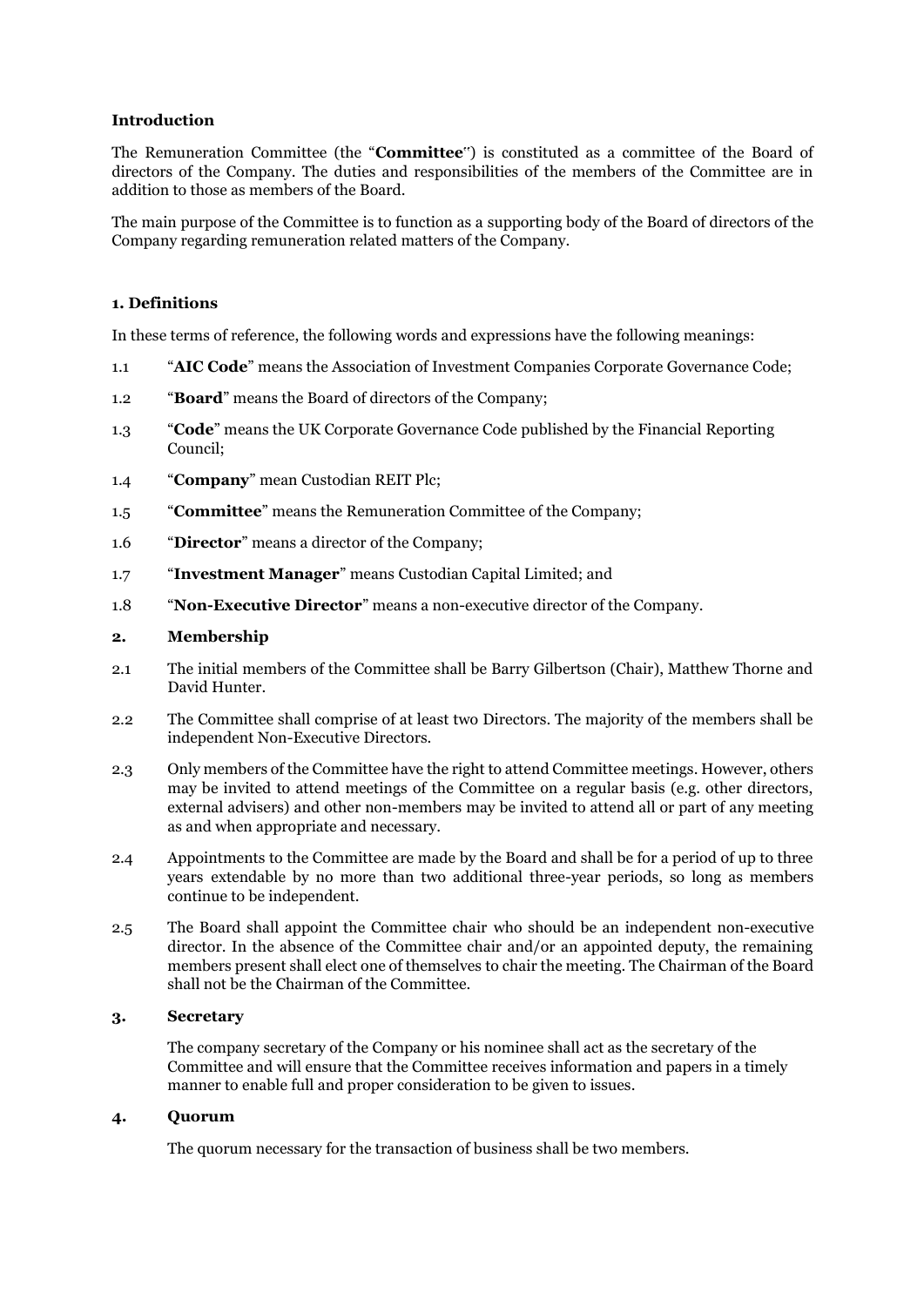**Introduction**

The Remuneration Committee (the "**Committee**") is constituted as a committee of the Board of directors of the Company. The duties and responsibilities of the members of the Committee are in addition to those as members of the Board.

The main purpose of the Committee is to function as a supporting body of the Board of directors of the Company regarding remuneration related matters of the Company.

**1. Definitions**

In these terms of reference, the following words and expressions have the following meanings:

1.1 "**AIC Code**" means the Association of Investment Companies Corporate Governance Code;

1.2 "**Board**" means the Board of directors of the Company;

1.3 "**Code**" means the UK Corporate Governance Code published by the Financial Reporting Council;

1.4 "**Company**" mean Custodian REIT Plc;

1.5 "**Committee**" means the Remuneration Committee of the Company;

1.6 "**Director**" means a director of the Company;

1.7 "**Investment Manager**" means Custodian Capital Limited; and

1.8 "**Non-Executive Director**" means a non-executive director of the Company.

**2. Membership**

2.1 The initial members of the Committee shall be Barry Gilbertson (Chair), Matthew Thorne and David Hunter.

2.2 The Committee shall comprise of at least two Directors. The majority of the members shall be independent Non-Executive Directors.

2.3 Only members of the Committee have the right to attend Committee meetings. However, others may be invited to attend meetings of the Committee on a regular basis (e.g. other directors, external advisers) and other non-members may be invited to attend all or part of any meeting as and when appropriate and necessary.

2.4 Appointments to the Committee are made by the Board and shall be for a period of up to three years extendable by no more than two additional three-year periods, so long as members continue to be independent.

2.5 The Board shall appoint the Committee chair who should be an independent non-executive director. In the absence of the Committee chair and/or an appointed deputy, the remaining members present shall elect one of themselves to chair the meeting. The Chairman of the Board shall not be the Chairman of the Committee.

**3. Secretary**

The company secretary of the Company or his nominee shall act as the secretary of the Committee and will ensure that the Committee receives information and papers in a timely manner to enable full and proper consideration to be given to issues.

**4. Quorum**

The quorum necessary for the transaction of business shall be two members.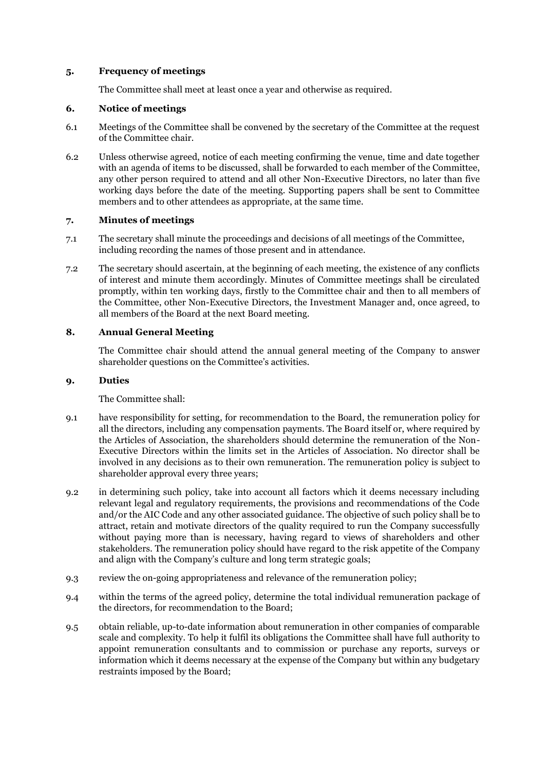## 5. Frequency of meetings

The Committee shall meet at least once a year and otherwise as required.

## 6. Notice of meetings

6.1 Meetings of the Committee shall be convened by the secretary of the Committee at the request of the Committee chair.

6.2 Unless otherwise agreed, notice of each meeting confirming the venue, time and date together with an agenda of items to be discussed, shall be forwarded to each member of the Committee, any other person required to attend and all other Non-Executive Directors, no later than five working days before the date of the meeting. Supporting papers shall be sent to Committee members and to other attendees as appropriate, at the same time.

## 7. Minutes of meetings

7.1 The secretary shall minute the proceedings and decisions of all meetings of the Committee, including recording the names of those present and in attendance.

7.2 The secretary should ascertain, at the beginning of each meeting, the existence of any conflicts of interest and minute them accordingly. Minutes of Committee meetings shall be circulated promptly, within ten working days, firstly to the Committee chair and then to all members of the Committee, other Non-Executive Directors, the Investment Manager and, once agreed, to all members of the Board at the next Board meeting.

## 8. Annual General Meeting

The Committee chair should attend the annual general meeting of the Company to answer shareholder questions on the Committee's activities.

## 9. Duties

The Committee shall:

9.1 have responsibility for setting, for recommendation to the Board, the remuneration policy for all the directors, including any compensation payments. The Board itself or, where required by the Articles of Association, the shareholders should determine the remuneration of the Non-Executive Directors within the limits set in the Articles of Association. No director shall be involved in any decisions as to their own remuneration. The remuneration policy is subject to shareholder approval every three years;

9.2 in determining such policy, take into account all factors which it deems necessary including relevant legal and regulatory requirements, the provisions and recommendations of the Code and/or the AIC Code and any other associated guidance. The objective of such policy shall be to attract, retain and motivate directors of the quality required to run the Company successfully without paying more than is necessary, having regard to views of shareholders and other stakeholders. The remuneration policy should have regard to the risk appetite of the Company and align with the Company's culture and long term strategic goals;

9.3 review the on-going appropriateness and relevance of the remuneration policy;

9.4 within the terms of the agreed policy, determine the total individual remuneration package of the directors, for recommendation to the Board;

9.5 obtain reliable, up-to-date information about remuneration in other companies of comparable scale and complexity. To help it fulfil its obligations the Committee shall have full authority to appoint remuneration consultants and to commission or purchase any reports, surveys or information which it deems necessary at the expense of the Company but within any budgetary restraints imposed by the Board;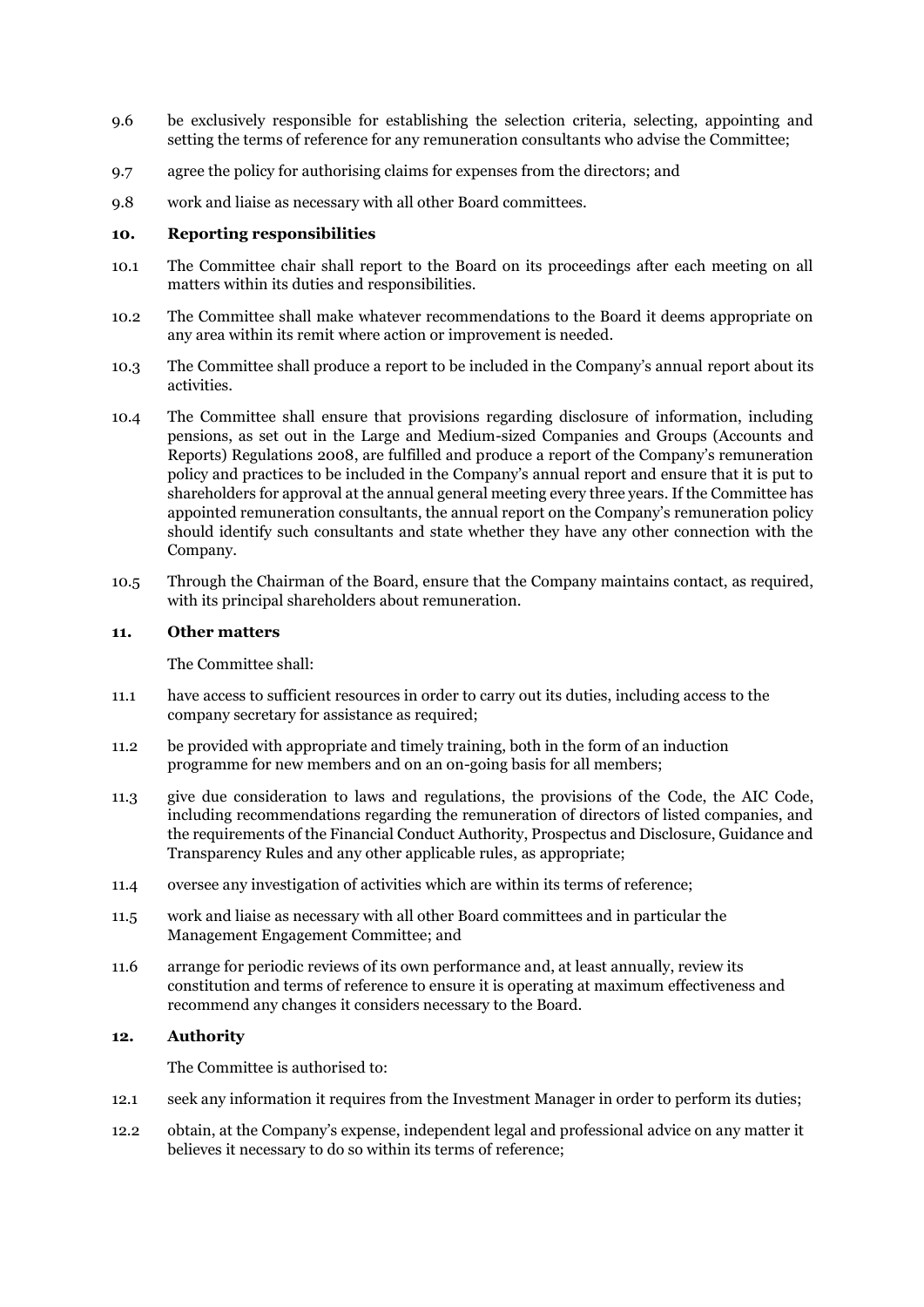9.6 be exclusively responsible for establishing the selection criteria, selecting, appointing and setting the terms of reference for any remuneration consultants who advise the Committee;

9.7 agree the policy for authorising claims for expenses from the directors; and

9.8 work and liaise as necessary with all other Board committees.

**10. Reporting responsibilities**

10.1 The Committee chair shall report to the Board on its proceedings after each meeting on all matters within its duties and responsibilities.

10.2 The Committee shall make whatever recommendations to the Board it deems appropriate on any area within its remit where action or improvement is needed.

10.3 The Committee shall produce a report to be included in the Company's annual report about its activities.

10.4 The Committee shall ensure that provisions regarding disclosure of information, including pensions, as set out in the Large and Medium-sized Companies and Groups (Accounts and Reports) Regulations 2008, are fulfilled and produce a report of the Company's remuneration policy and practices to be included in the Company's annual report and ensure that it is put to shareholders for approval at the annual general meeting every three years. If the Committee has appointed remuneration consultants, the annual report on the Company's remuneration policy should identify such consultants and state whether they have any other connection with the Company.

10.5 Through the Chairman of the Board, ensure that the Company maintains contact, as required, with its principal shareholders about remuneration.

**11. Other matters**

The Committee shall:

11.1 have access to sufficient resources in order to carry out its duties, including access to the company secretary for assistance as required;

11.2 be provided with appropriate and timely training, both in the form of an induction programme for new members and on an on-going basis for all members;

11.3 give due consideration to laws and regulations, the provisions of the Code, the AIC Code, including recommendations regarding the remuneration of directors of listed companies, and the requirements of the Financial Conduct Authority, Prospectus and Disclosure, Guidance and Transparency Rules and any other applicable rules, as appropriate;

11.4 oversee any investigation of activities which are within its terms of reference;

11.5 work and liaise as necessary with all other Board committees and in particular the Management Engagement Committee; and

11.6 arrange for periodic reviews of its own performance and, at least annually, review its constitution and terms of reference to ensure it is operating at maximum effectiveness and recommend any changes it considers necessary to the Board.

**12. Authority**

The Committee is authorised to:

12.1 seek any information it requires from the Investment Manager in order to perform its duties;

12.2 obtain, at the Company's expense, independent legal and professional advice on any matter it believes it necessary to do so within its terms of reference;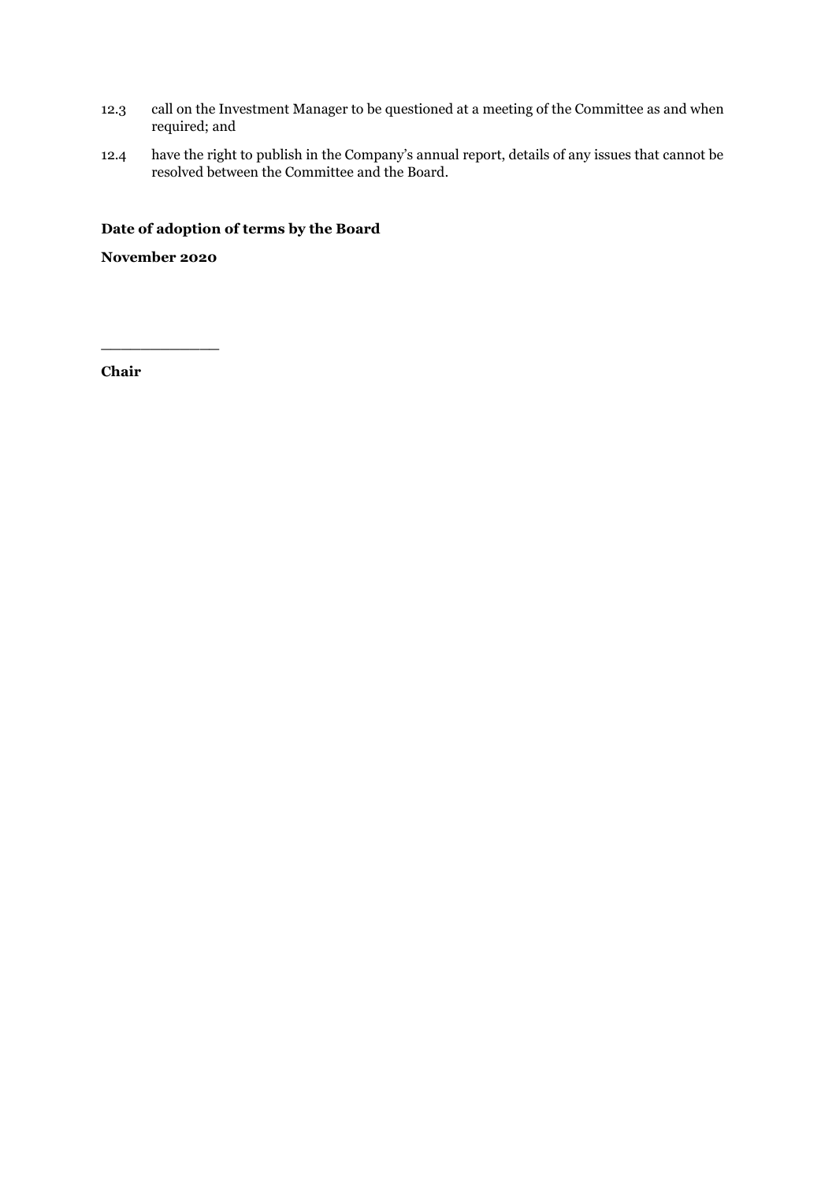12.3 call on the Investment Manager to be questioned at a meeting of the Committee as and when required; and

12.4 have the right to publish in the Company's annual report, details of any issues that cannot be resolved between the Committee and the Board.

**Date of adoption of terms by the Board**

**November 2020**

_____________

**Chair**